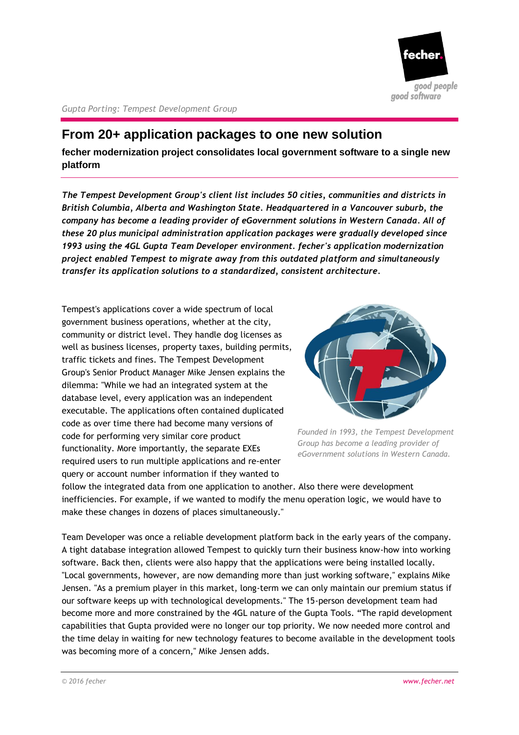# From 20+ application packages to one new solution

**fecher modernization project consolidates local government software to a single new platform**

***The Tempest Development Group's client list includes 50 cities, communities and districts in British Columbia, Alberta and Washington State. Headquartered in a Vancouver suburb, the company has become a leading provider of eGovernment solutions in Western Canada. All of these 20 plus municipal administration application packages were gradually developed since 1993 using the 4GL Gupta Team Developer environment. fecher's application modernization project enabled Tempest to migrate away from this outdated platform and simultaneously transfer its application solutions to a standardized, consistent architecture.***

Tempest's applications cover a wide spectrum of local government business operations, whether at the city, community or district level. They handle dog licenses as well as business licenses, property taxes, building permits, traffic tickets and fines. The Tempest Development Group's Senior Product Manager Mike Jensen explains the dilemma: "While we had an integrated system at the database level, every application was an independent executable. The applications often contained duplicated code as over time there had become many versions of code for performing very similar core product functionality. More importantly, the separate EXEs required users to run multiple applications and re-enter query or account number information if they wanted to follow the integrated data from one application to another. Also there were development inefficiencies. For example, if we wanted to modify the menu operation logic, we would have to make these changes in dozens of places simultaneously."

*Founded in 1993, the Tempest Development Group has become a leading provider of eGovernment solutions in Western Canada.*

Team Developer was once a reliable development platform back in the early years of the company. A tight database integration allowed Tempest to quickly turn their business know-how into working software. Back then, clients were also happy that the applications were being installed locally. "Local governments, however, are now demanding more than just working software," explains Mike Jensen. "As a premium player in this market, long-term we can only maintain our premium status if our software keeps up with technological developments." The 15-person development team had become more and more constrained by the 4GL nature of the Gupta Tools. "The rapid development capabilities that Gupta provided were no longer our top priority. We now needed more control and the time delay in waiting for new technology features to become available in the development tools was becoming more of a concern," Mike Jensen adds.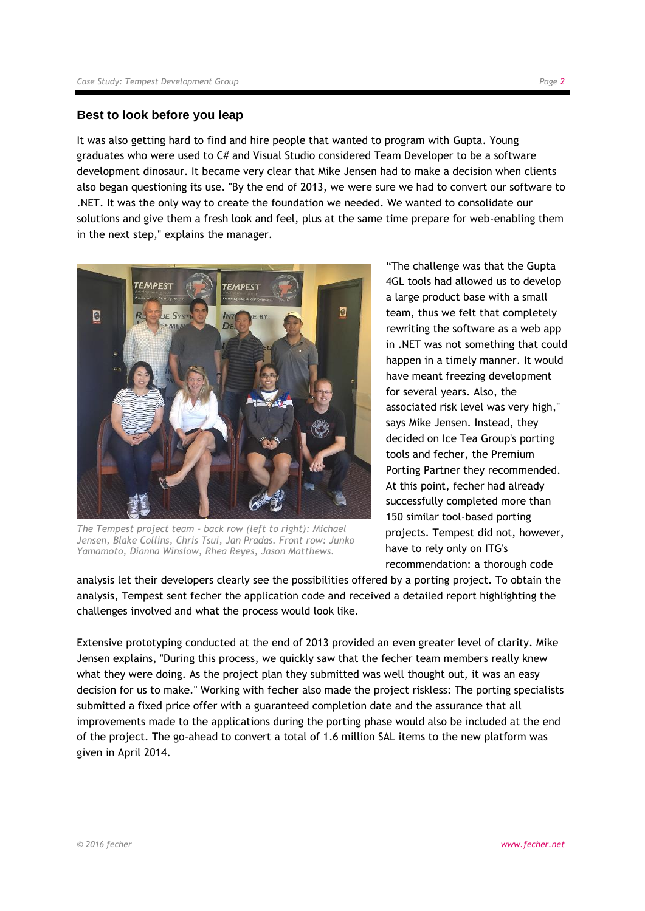## Best to look before you leap

It was also getting hard to find and hire people that wanted to program with Gupta. Young graduates who were used to C# and Visual Studio considered Team Developer to be a software development dinosaur. It became very clear that Mike Jensen had to make a decision when clients also began questioning its use. "By the end of 2013, we were sure we had to convert our software to .NET. It was the only way to create the foundation we needed. We wanted to consolidate our solutions and give them a fresh look and feel, plus at the same time prepare for web-enabling them in the next step," explains the manager.

*The Tempest project team – back row (left to right): Michael Jensen, Blake Collins, Chris Tsui, Jan Pradas. Front row: Junko Yamamoto, Dianna Winslow, Rhea Reyes, Jason Matthews.*

"The challenge was that the Gupta 4GL tools had allowed us to develop a large product base with a small team, thus we felt that completely rewriting the software as a web app in .NET was not something that could happen in a timely manner. It would have meant freezing development for several years. Also, the associated risk level was very high," says Mike Jensen. Instead, they decided on Ice Tea Group's porting tools and fecher, the Premium Porting Partner they recommended. At this point, fecher had already successfully completed more than 150 similar tool-based porting projects. Tempest did not, however, have to rely only on ITG's recommendation: a thorough code analysis let their developers clearly see the possibilities offered by a porting project. To obtain the analysis, Tempest sent fecher the application code and received a detailed report highlighting the challenges involved and what the process would look like.

Extensive prototyping conducted at the end of 2013 provided an even greater level of clarity. Mike Jensen explains, "During this process, we quickly saw that the fecher team members really knew what they were doing. As the project plan they submitted was well thought out, it was an easy decision for us to make." Working with fecher also made the project riskless: The porting specialists submitted a fixed price offer with a guaranteed completion date and the assurance that all improvements made to the applications during the porting phase would also be included at the end of the project. The go-ahead to convert a total of 1.6 million SAL items to the new platform was given in April 2014.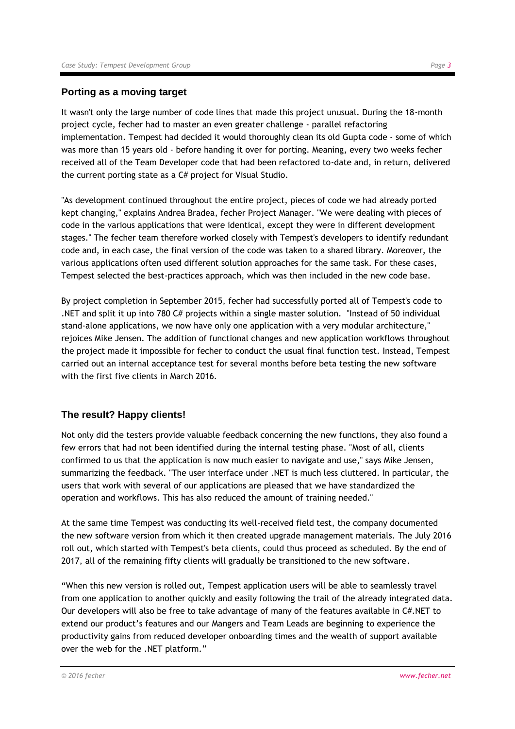## Porting as a moving target

It wasn't only the large number of code lines that made this project unusual. During the 18-month project cycle, fecher had to master an even greater challenge - parallel refactoring implementation. Tempest had decided it would thoroughly clean its old Gupta code - some of which was more than 15 years old - before handing it over for porting. Meaning, every two weeks fecher received all of the Team Developer code that had been refactored to-date and, in return, delivered the current porting state as a C# project for Visual Studio.

"As development continued throughout the entire project, pieces of code we had already ported kept changing," explains Andrea Bradea, fecher Project Manager. "We were dealing with pieces of code in the various applications that were identical, except they were in different development stages." The fecher team therefore worked closely with Tempest's developers to identify redundant code and, in each case, the final version of the code was taken to a shared library. Moreover, the various applications often used different solution approaches for the same task. For these cases, Tempest selected the best-practices approach, which was then included in the new code base.

By project completion in September 2015, fecher had successfully ported all of Tempest's code to .NET and split it up into 780 C# projects within a single master solution. "Instead of 50 individual stand-alone applications, we now have only one application with a very modular architecture," rejoices Mike Jensen. The addition of functional changes and new application workflows throughout the project made it impossible for fecher to conduct the usual final function test. Instead, Tempest carried out an internal acceptance test for several months before beta testing the new software with the first five clients in March 2016.

## The result? Happy clients!

Not only did the testers provide valuable feedback concerning the new functions, they also found a few errors that had not been identified during the internal testing phase. "Most of all, clients confirmed to us that the application is now much easier to navigate and use," says Mike Jensen, summarizing the feedback. "The user interface under .NET is much less cluttered. In particular, the users that work with several of our applications are pleased that we have standardized the operation and workflows. This has also reduced the amount of training needed."

At the same time Tempest was conducting its well-received field test, the company documented the new software version from which it then created upgrade management materials. The July 2016 roll out, which started with Tempest's beta clients, could thus proceed as scheduled. By the end of 2017, all of the remaining fifty clients will gradually be transitioned to the new software.

"When this new version is rolled out, Tempest application users will be able to seamlessly travel from one application to another quickly and easily following the trail of the already integrated data. Our developers will also be free to take advantage of many of the features available in C#.NET to extend our product's features and our Mangers and Team Leads are beginning to experience the productivity gains from reduced developer onboarding times and the wealth of support available over the web for the .NET platform."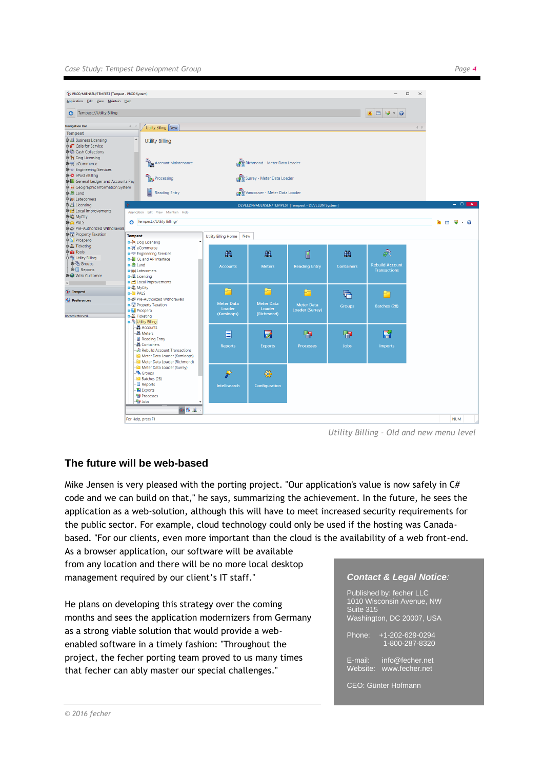Utility Billing - Old and new menu level

## The future will be web-based

Mike Jensen is very pleased with the porting project. "Our application's value is now safely in C# code and we can build on that," he says, summarizing the achievement. In the future, he sees the application as a web-solution, although this will have to meet increased security requirements for the public sector. For example, cloud technology could only be used if the hosting was Canada-based. "For our clients, even more important than the cloud is the availability of a web front-end. As a browser application, our software will be available from any location and there will be no more local desktop management required by our client's IT staff."

He plans on developing this strategy over the coming months and sees the application modernizers from Germany as a strong viable solution that would provide a web-enabled software in a timely fashion: "Throughout the project, the fecher porting team proved to us many times that fecher can ably master our special challenges."

***Contact & Legal Notice:***

Published by: fecher LLC
1010 Wisconsin Avenue, NW
Suite 315
Washington, DC 20007, USA

Phone: +1-202-629-0294
1-800-287-8320

E-mail: info@fecher.net
Website: www.fecher.net

CEO: Günter Hofmann

© 2016 fecher